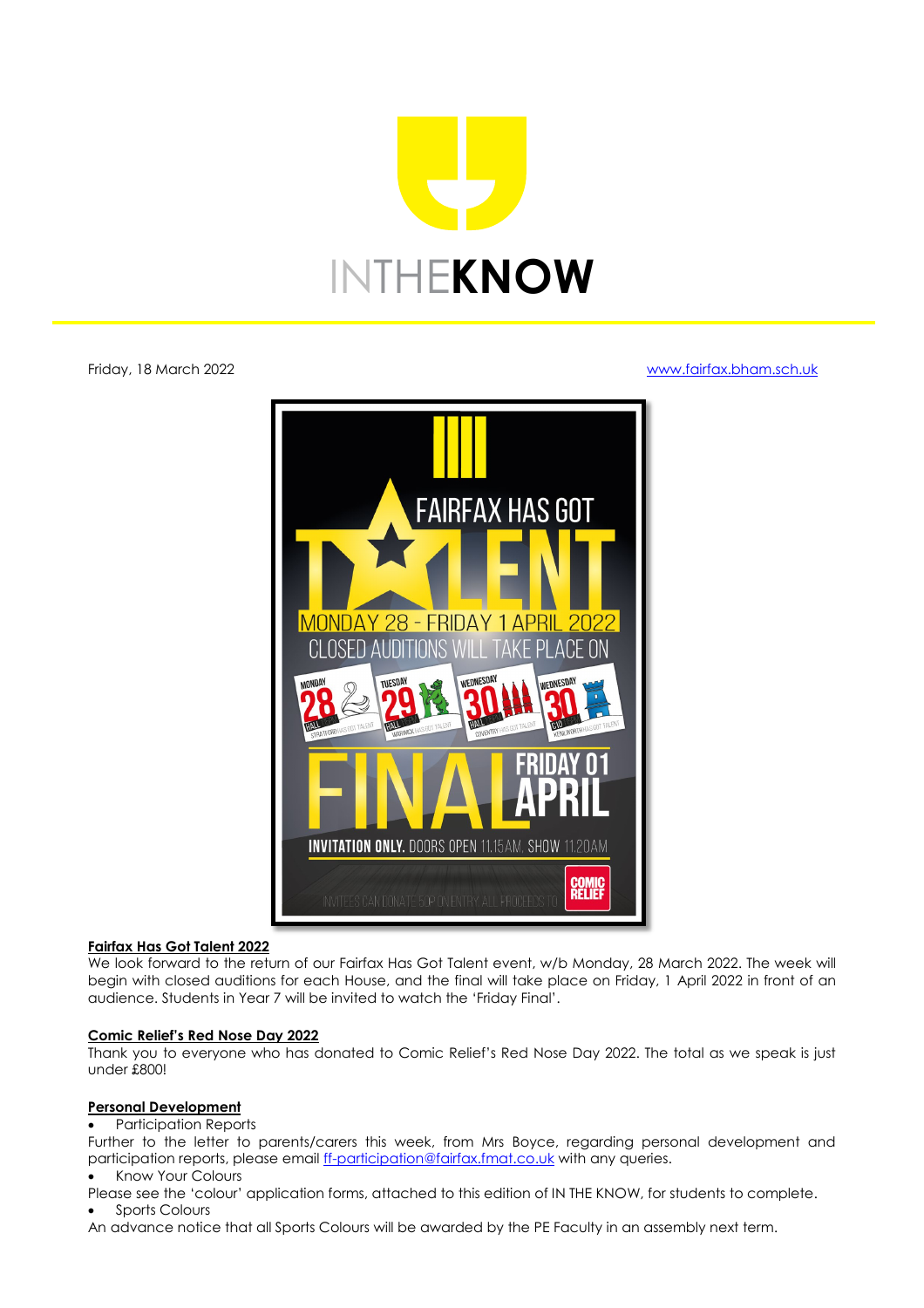# INTHE**KNOW**

Friday, 18 March 2022 [www.fairfax.bham.sch.uk](http://www.fairfax.bham.sch.uk)

FAIRFAX HAS GOT TALENT

MONDAY 28 - FRIDAY 1 APRIL 2022

CLOSED AUDITIONS WILL TAKE PLACE ON

MONDAY 28 HALL — STRATFORD HAS GOT TALENT

TUESDAY 29 HALL — WARWICK HAS GOT TALENT

WEDNESDAY 30 HALL — COVENTRY HAS GOT TALENT

WEDNESDAY 30 C10 — KENILWORTH HAS GOT TALENT

FINAL FRIDAY 01 APRIL

INVITATION ONLY. DOORS OPEN 11.15AM, SHOW 11.20AM

INVITEES CAN DONATE 50P ON ENTRY ALL PROCEEDS TO COMIC RELIEF

**Fairfax Has Got Talent 2022**

We look forward to the return of our Fairfax Has Got Talent event, w/b Monday, 28 March 2022. The week will begin with closed auditions for each House, and the final will take place on Friday, 1 April 2022 in front of an audience. Students in Year 7 will be invited to watch the 'Friday Final'.

**Comic Relief's Red Nose Day 2022**

Thank you to everyone who has donated to Comic Relief's Red Nose Day 2022. The total as we speak is just under £800!

**Personal Development**

- Participation Reports

Further to the letter to parents/carers this week, from Mrs Boyce, regarding personal development and participation reports, please email [ff-participation@fairfax.fmat.co.uk](mailto:ff-participation@fairfax.fmat.co.uk) with any queries.

- Know Your Colours

Please see the 'colour' application forms, attached to this edition of IN THE KNOW, for students to complete.

- Sports Colours

An advance notice that all Sports Colours will be awarded by the PE Faculty in an assembly next term.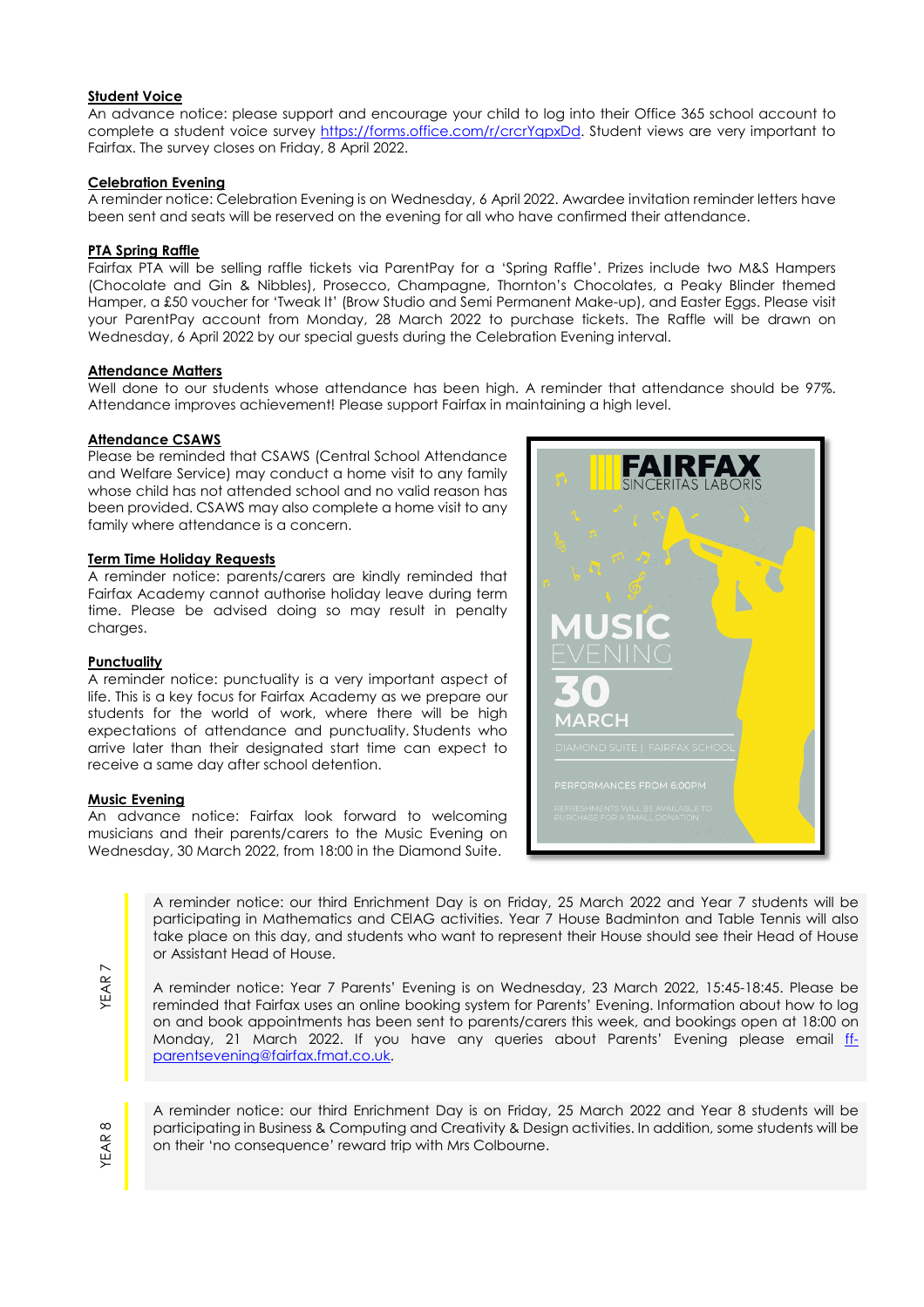**Student Voice**

An advance notice: please support and encourage your child to log into their Office 365 school account to complete a student voice survey https://forms.office.com/r/crcrYqpxDd. Student views are very important to Fairfax. The survey closes on Friday, 8 April 2022.

**Celebration Evening**

A reminder notice: Celebration Evening is on Wednesday, 6 April 2022. Awardee invitation reminder letters have been sent and seats will be reserved on the evening for all who have confirmed their attendance.

**PTA Spring Raffle**

Fairfax PTA will be selling raffle tickets via ParentPay for a 'Spring Raffle'. Prizes include two M&S Hampers (Chocolate and Gin & Nibbles), Prosecco, Champagne, Thornton's Chocolates, a Peaky Blinder themed Hamper, a £50 voucher for 'Tweak It' (Brow Studio and Semi Permanent Make-up), and Easter Eggs. Please visit your ParentPay account from Monday, 28 March 2022 to purchase tickets. The Raffle will be drawn on Wednesday, 6 April 2022 by our special guests during the Celebration Evening interval.

**Attendance Matters**

Well done to our students whose attendance has been high. A reminder that attendance should be 97%. Attendance improves achievement! Please support Fairfax in maintaining a high level.

**Attendance CSAWS**

Please be reminded that CSAWS (Central School Attendance and Welfare Service) may conduct a home visit to any family whose child has not attended school and no valid reason has been provided. CSAWS may also complete a home visit to any family where attendance is a concern.

**Term Time Holiday Requests**

A reminder notice: parents/carers are kindly reminded that Fairfax Academy cannot authorise holiday leave during term time. Please be advised doing so may result in penalty charges.

**Punctuality**

A reminder notice: punctuality is a very important aspect of life. This is a key focus for Fairfax Academy as we prepare our students for the world of work, where there will be high expectations of attendance and punctuality. Students who arrive later than their designated start time can expect to receive a same day after school detention.

**Music Evening**

An advance notice: Fairfax look forward to welcoming musicians and their parents/carers to the Music Evening on Wednesday, 30 March 2022, from 18:00 in the Diamond Suite.

FAIRFAX
SINCERITAS LABORIS

MUSIC EVENING
30 MARCH
DIAMOND SUITE | FAIRFAX SCHOOL
PERFORMANCES FROM 6:00PM
REFRESHMENTS WILL BE AVAILABLE TO PURCHASE FOR A SMALL DONATION

**YEAR 7**

A reminder notice: our third Enrichment Day is on Friday, 25 March 2022 and Year 7 students will be participating in Mathematics and CEIAG activities. Year 7 House Badminton and Table Tennis will also take place on this day, and students who want to represent their House should see their Head of House or Assistant Head of House.

A reminder notice: Year 7 Parents' Evening is on Wednesday, 23 March 2022, 15:45-18:45. Please be reminded that Fairfax uses an online booking system for Parents' Evening. Information about how to log on and book appointments has been sent to parents/carers this week, and bookings open at 18:00 on Monday, 21 March 2022. If you have any queries about Parents' Evening please email ff-parentsevening@fairfax.fmat.co.uk.

**YEAR 8**

A reminder notice: our third Enrichment Day is on Friday, 25 March 2022 and Year 8 students will be participating in Business & Computing and Creativity & Design activities. In addition, some students will be on their 'no consequence' reward trip with Mrs Colbourne.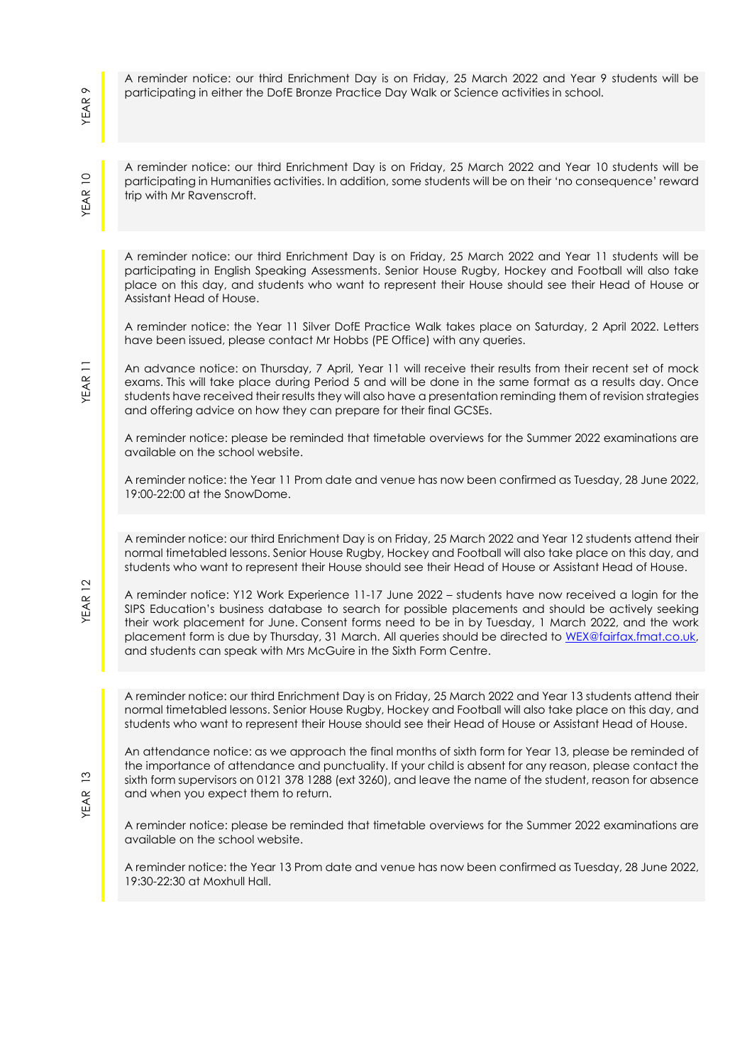## YEAR 9

A reminder notice: our third Enrichment Day is on Friday, 25 March 2022 and Year 9 students will be participating in either the DofE Bronze Practice Day Walk or Science activities in school.

## YEAR 10

A reminder notice: our third Enrichment Day is on Friday, 25 March 2022 and Year 10 students will be participating in Humanities activities. In addition, some students will be on their 'no consequence' reward trip with Mr Ravenscroft.

## YEAR 11

A reminder notice: our third Enrichment Day is on Friday, 25 March 2022 and Year 11 students will be participating in English Speaking Assessments. Senior House Rugby, Hockey and Football will also take place on this day, and students who want to represent their House should see their Head of House or Assistant Head of House.

A reminder notice: the Year 11 Silver DofE Practice Walk takes place on Saturday, 2 April 2022. Letters have been issued, please contact Mr Hobbs (PE Office) with any queries.

An advance notice: on Thursday, 7 April, Year 11 will receive their results from their recent set of mock exams. This will take place during Period 5 and will be done in the same format as a results day. Once students have received their results they will also have a presentation reminding them of revision strategies and offering advice on how they can prepare for their final GCSEs.

A reminder notice: please be reminded that timetable overviews for the Summer 2022 examinations are available on the school website.

A reminder notice: the Year 11 Prom date and venue has now been confirmed as Tuesday, 28 June 2022, 19:00-22:00 at the SnowDome.

## YEAR 12

A reminder notice: our third Enrichment Day is on Friday, 25 March 2022 and Year 12 students attend their normal timetabled lessons. Senior House Rugby, Hockey and Football will also take place on this day, and students who want to represent their House should see their Head of House or Assistant Head of House.

A reminder notice: Y12 Work Experience 11-17 June 2022 – students have now received a login for the SIPS Education's business database to search for possible placements and should be actively seeking their work placement for June. Consent forms need to be in by Tuesday, 1 March 2022, and the work placement form is due by Thursday, 31 March. All queries should be directed to WEX@fairfax.fmat.co.uk, and students can speak with Mrs McGuire in the Sixth Form Centre.

## YEAR 13

A reminder notice: our third Enrichment Day is on Friday, 25 March 2022 and Year 13 students attend their normal timetabled lessons. Senior House Rugby, Hockey and Football will also take place on this day, and students who want to represent their House should see their Head of House or Assistant Head of House.

An attendance notice: as we approach the final months of sixth form for Year 13, please be reminded of the importance of attendance and punctuality. If your child is absent for any reason, please contact the sixth form supervisors on 0121 378 1288 (ext 3260), and leave the name of the student, reason for absence and when you expect them to return.

A reminder notice: please be reminded that timetable overviews for the Summer 2022 examinations are available on the school website.

A reminder notice: the Year 13 Prom date and venue has now been confirmed as Tuesday, 28 June 2022, 19:30-22:30 at Moxhull Hall.